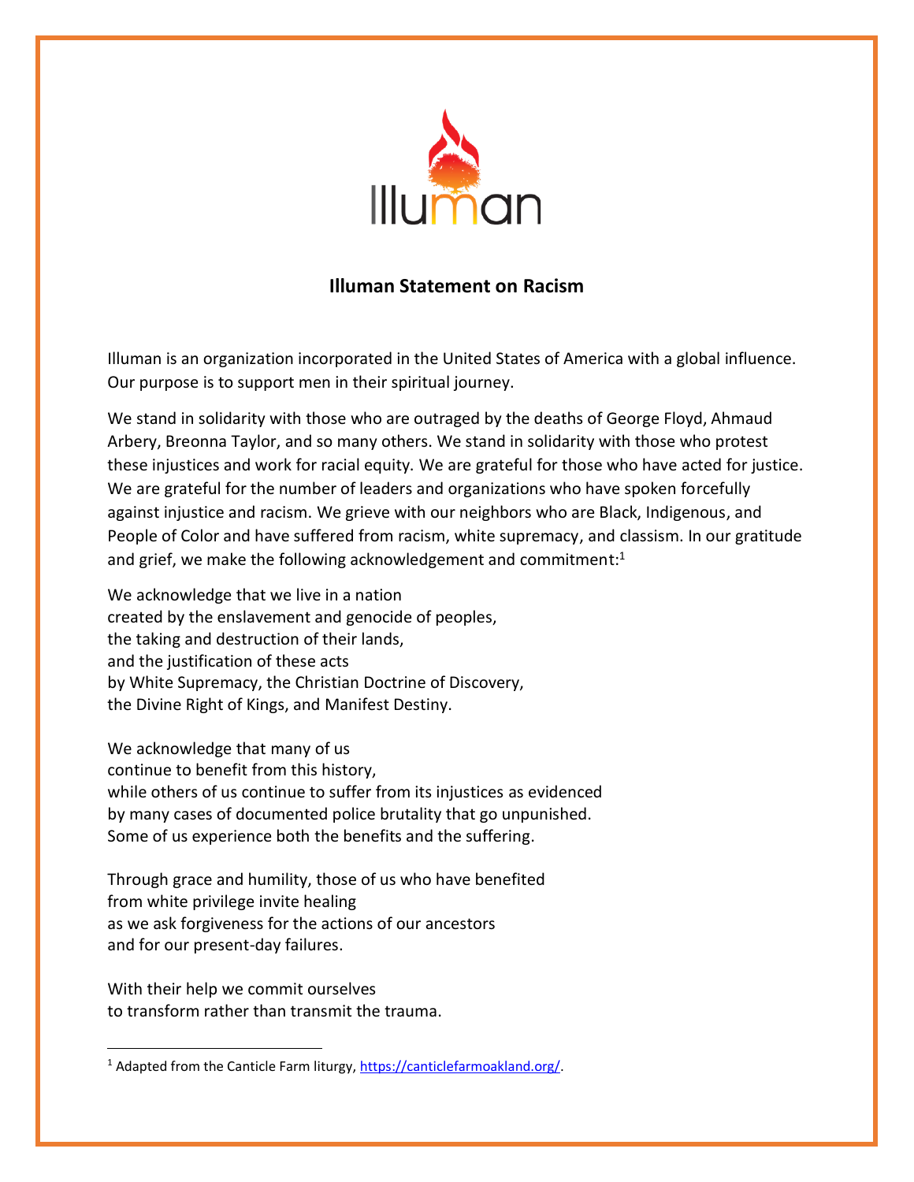# Illuman Statement on Racism

Illuman is an organization incorporated in the United States of America with a global influence. Our purpose is to support men in their spiritual journey.

We stand in solidarity with those who are outraged by the deaths of George Floyd, Ahmaud Arbery, Breonna Taylor, and so many others. We stand in solidarity with those who protest these injustices and work for racial equity. We are grateful for those who have acted for justice. We are grateful for the number of leaders and organizations who have spoken forcefully against injustice and racism. We grieve with our neighbors who are Black, Indigenous, and People of Color and have suffered from racism, white supremacy, and classism. In our gratitude and grief, we make the following acknowledgement and commitment:[1]

We acknowledge that we live in a nation
created by the enslavement and genocide of peoples,
the taking and destruction of their lands,
and the justification of these acts
by White Supremacy, the Christian Doctrine of Discovery,
the Divine Right of Kings, and Manifest Destiny.

We acknowledge that many of us
continue to benefit from this history,
while others of us continue to suffer from its injustices as evidenced
by many cases of documented police brutality that go unpunished.
Some of us experience both the benefits and the suffering.

Through grace and humility, those of us who have benefited
from white privilege invite healing
as we ask forgiveness for the actions of our ancestors
and for our present-day failures.

With their help we commit ourselves
to transform rather than transmit the trauma.

---

[1] Adapted from the Canticle Farm liturgy, https://canticlefarmoakland.org/.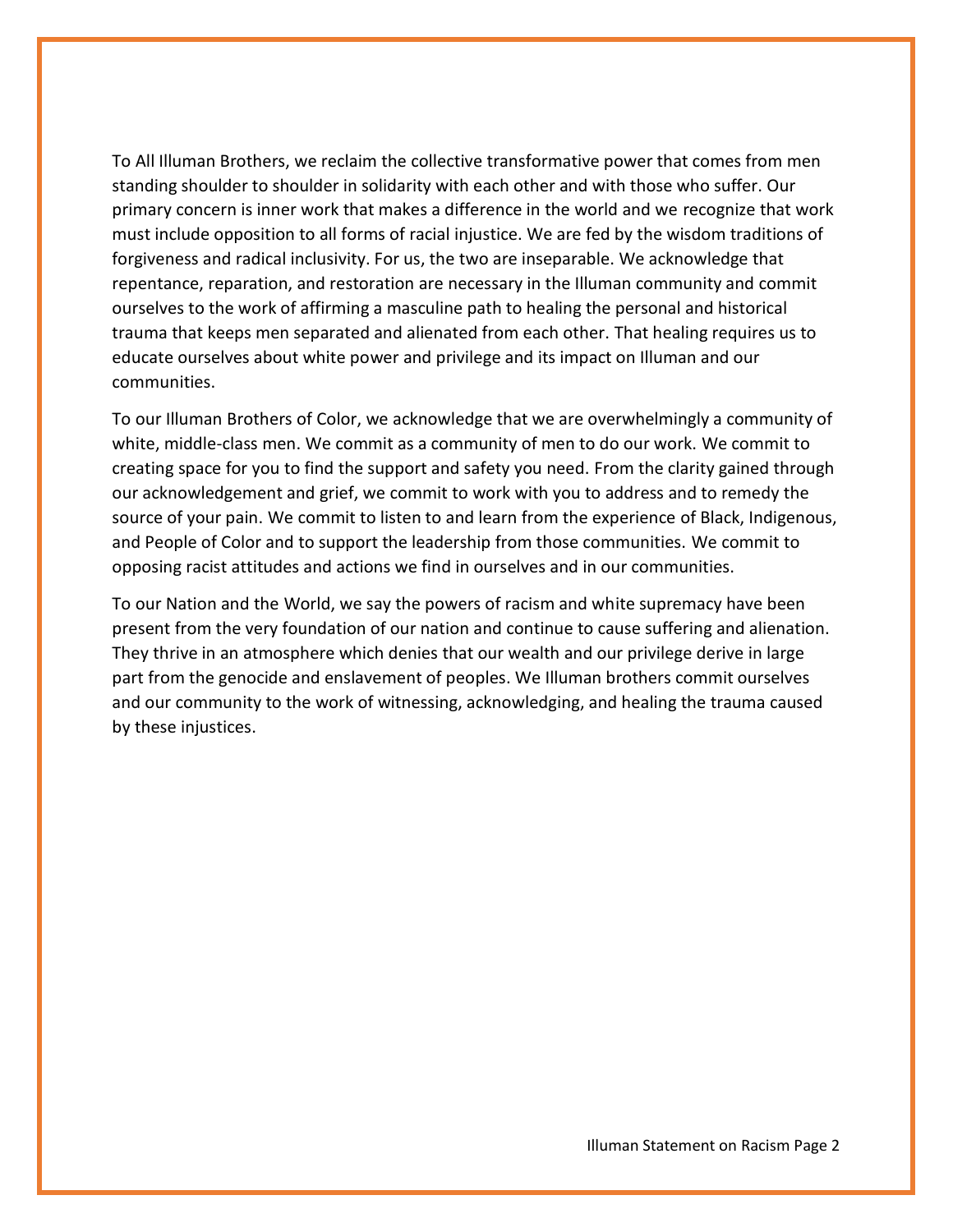To All Illuman Brothers, we reclaim the collective transformative power that comes from men standing shoulder to shoulder in solidarity with each other and with those who suffer. Our primary concern is inner work that makes a difference in the world and we recognize that work must include opposition to all forms of racial injustice. We are fed by the wisdom traditions of forgiveness and radical inclusivity. For us, the two are inseparable. We acknowledge that repentance, reparation, and restoration are necessary in the Illuman community and commit ourselves to the work of affirming a masculine path to healing the personal and historical trauma that keeps men separated and alienated from each other. That healing requires us to educate ourselves about white power and privilege and its impact on Illuman and our communities.

To our Illuman Brothers of Color, we acknowledge that we are overwhelmingly a community of white, middle-class men. We commit as a community of men to do our work. We commit to creating space for you to find the support and safety you need. From the clarity gained through our acknowledgement and grief, we commit to work with you to address and to remedy the source of your pain. We commit to listen to and learn from the experience of Black, Indigenous, and People of Color and to support the leadership from those communities. We commit to opposing racist attitudes and actions we find in ourselves and in our communities.

To our Nation and the World, we say the powers of racism and white supremacy have been present from the very foundation of our nation and continue to cause suffering and alienation. They thrive in an atmosphere which denies that our wealth and our privilege derive in large part from the genocide and enslavement of peoples. We Illuman brothers commit ourselves and our community to the work of witnessing, acknowledging, and healing the trauma caused by these injustices.